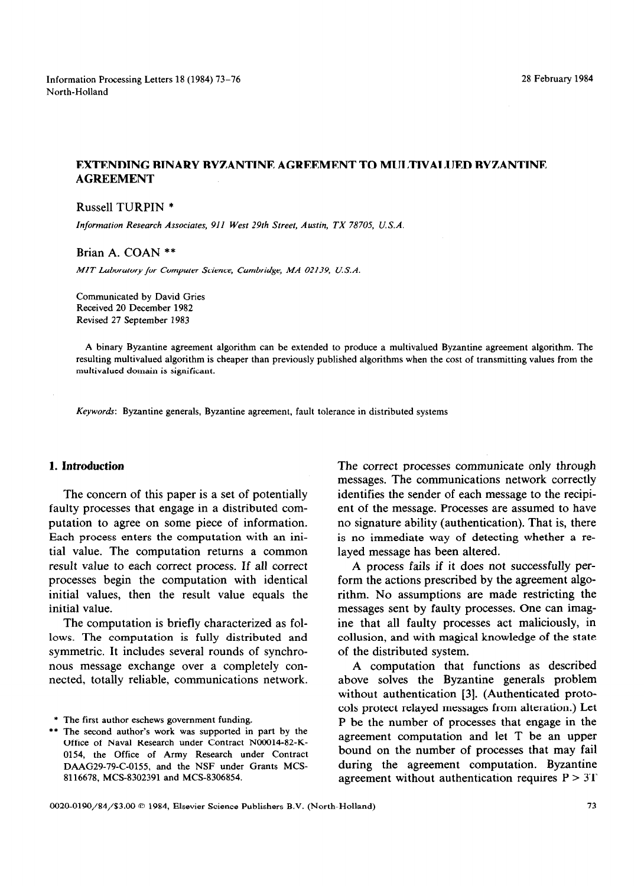# EXTENDING BINARY BYZANTINE AGREEMENT TO MULTIVALUED BYZANTINE AGREEMENT

Russell TURPIN *

*Information Research Associates, 911 West 29th Street, Austin, TX 78705, U.S.A.*

Brian A. COAN **

*MIT Laboratory for Computer Science, Cambridge, MA 02139, U.S.A.*

Communicated by David Gries
Received 20 December 1982
Revised 27 September 1983

A binary Byzantine agreement algorithm can be extended to produce a multivalued Byzantine agreement algorithm. The resulting multivalued algorithm is cheaper than previously published algorithms when the cost of transmitting values from the multivalued domain is significant.

*Keywords*: Byzantine generals, Byzantine agreement, fault tolerance in distributed systems

## 1. Introduction

The concern of this paper is a set of potentially faulty processes that engage in a distributed computation to agree on some piece of information. Each process enters the computation with an initial value. The computation returns a common result value to each correct process. If all correct processes begin the computation with identical initial values, then the result value equals the initial value.

The computation is briefly characterized as follows. The computation is fully distributed and symmetric. It includes several rounds of synchronous message exchange over a completely connected, totally reliable, communications network. The correct processes communicate only through messages. The communications network correctly identifies the sender of each message to the recipient of the message. Processes are assumed to have no signature ability (authentication). That is, there is no immediate way of detecting whether a relayed message has been altered.

A process fails if it does not successfully perform the actions prescribed by the agreement algorithm. No assumptions are made restricting the messages sent by faulty processes. One can imagine that all faulty processes act maliciously, in collusion, and with magical knowledge of the state of the distributed system.

A computation that functions as described above solves the Byzantine generals problem without authentication [3]. (Authenticated protocols protect relayed messages from alteration.) Let P be the number of processes that engage in the agreement computation and let T be an upper bound on the number of processes that may fail during the agreement computation. Byzantine agreement without authentication requires $P > 3T$

* The first author eschews government funding.

** The second author's work was supported in part by the Office of Naval Research under Contract N00014-82-K-0154, the Office of Army Research under Contract DAAG29-79-C-0155, and the NSF under Grants MCS-8116678, MCS-8302391 and MCS-8306854.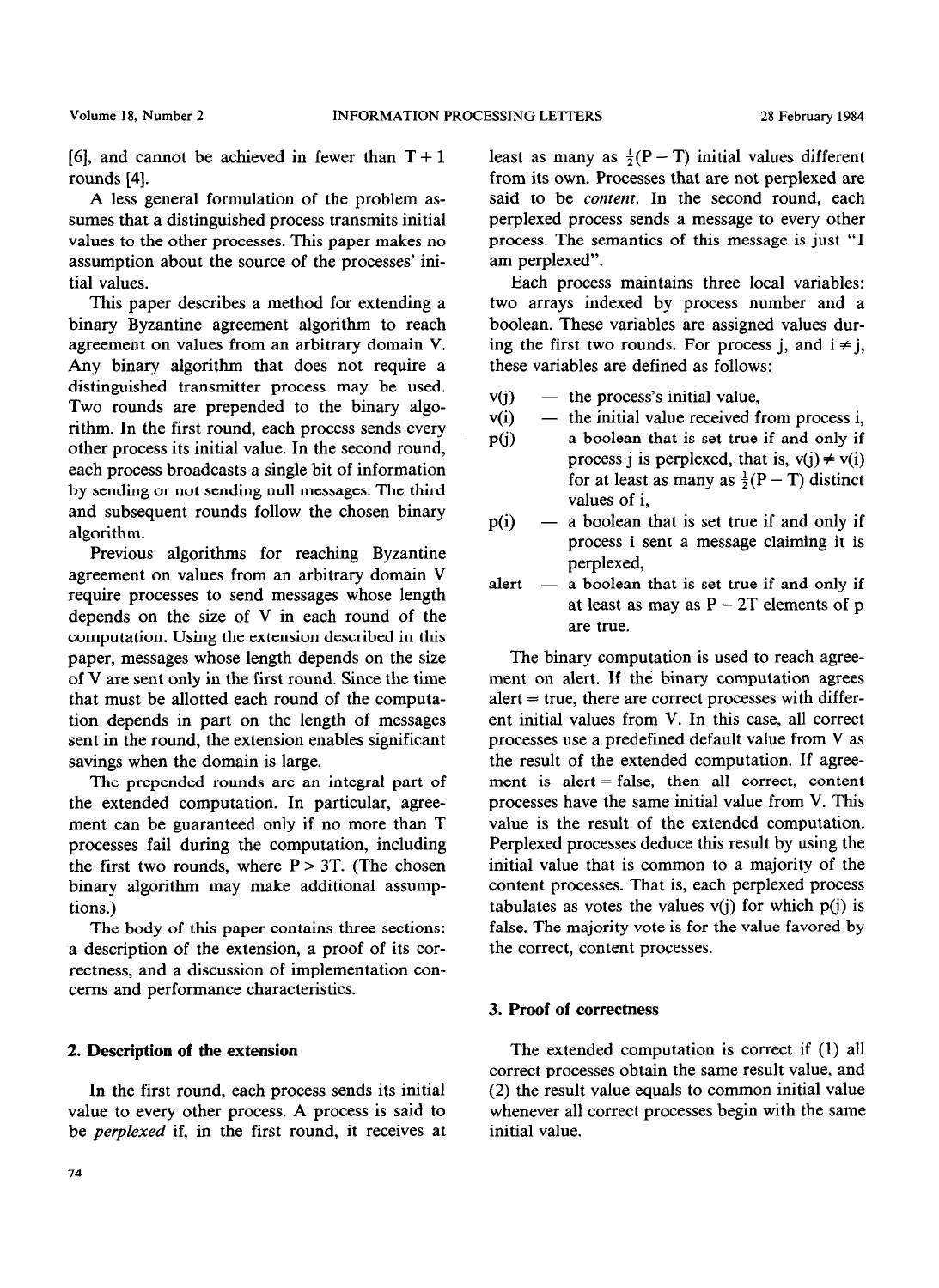[6], and cannot be achieved in fewer than T + 1 rounds [4].

A less general formulation of the problem assumes that a distinguished process transmits initial values to the other processes. This paper makes no assumption about the source of the processes' initial values.

This paper describes a method for extending a binary Byzantine agreement algorithm to reach agreement on values from an arbitrary domain V. Any binary algorithm that does not require a distinguished transmitter process may be used. Two rounds are prepended to the binary algorithm. In the first round, each process sends every other process its initial value. In the second round, each process broadcasts a single bit of information by sending or not sending null messages. The third and subsequent rounds follow the chosen binary algorithm.

Previous algorithms for reaching Byzantine agreement on values from an arbitrary domain V require processes to send messages whose length depends on the size of V in each round of the computation. Using the extension described in this paper, messages whose length depends on the size of V are sent only in the first round. Since the time that must be allotted each round of the computation depends in part on the length of messages sent in the round, the extension enables significant savings when the domain is large.

The prepended rounds are an integral part of the extended computation. In particular, agreement can be guaranteed only if no more than T processes fail during the computation, including the first two rounds, where P > 3T. (The chosen binary algorithm may make additional assumptions.)

The body of this paper contains three sections: a description of the extension, a proof of its correctness, and a discussion of implementation concerns and performance characteristics.

## 2. Description of the extension

In the first round, each process sends its initial value to every other process. A process is said to be *perplexed* if, in the first round, it receives at least as many as $\frac{1}{2}(P-T)$ initial values different from its own. Processes that are not perplexed are said to be *content*. In the second round, each perplexed process sends a message to every other process. The semantics of this message is just "I am perplexed".

Each process maintains three local variables: two arrays indexed by process number and a boolean. These variables are assigned values during the first two rounds. For process j, and $i \neq j$, these variables are defined as follows:

- v(j) — the process's initial value,
- v(i) — the initial value received from process i,
- p(j) — a boolean that is set true if and only if process j is perplexed, that is, $v(j) \neq v(i)$ for at least as many as $\frac{1}{2}(P-T)$ distinct values of i,
- p(i) — a boolean that is set true if and only if process i sent a message claiming it is perplexed,
- alert — a boolean that is set true if and only if at least as may as P − 2T elements of p are true.

The binary computation is used to reach agreement on alert. If the binary computation agrees alert = true, there are correct processes with different initial values from V. In this case, all correct processes use a predefined default value from V as the result of the extended computation. If agreement is alert = false, then all correct, content processes have the same initial value from V. This value is the result of the extended computation. Perplexed processes deduce this result by using the initial value that is common to a majority of the content processes. That is, each perplexed process tabulates as votes the values v(j) for which p(j) is false. The majority vote is for the value favored by the correct, content processes.

## 3. Proof of correctness

The extended computation is correct if (1) all correct processes obtain the same result value, and (2) the result value equals to common initial value whenever all correct processes begin with the same initial value.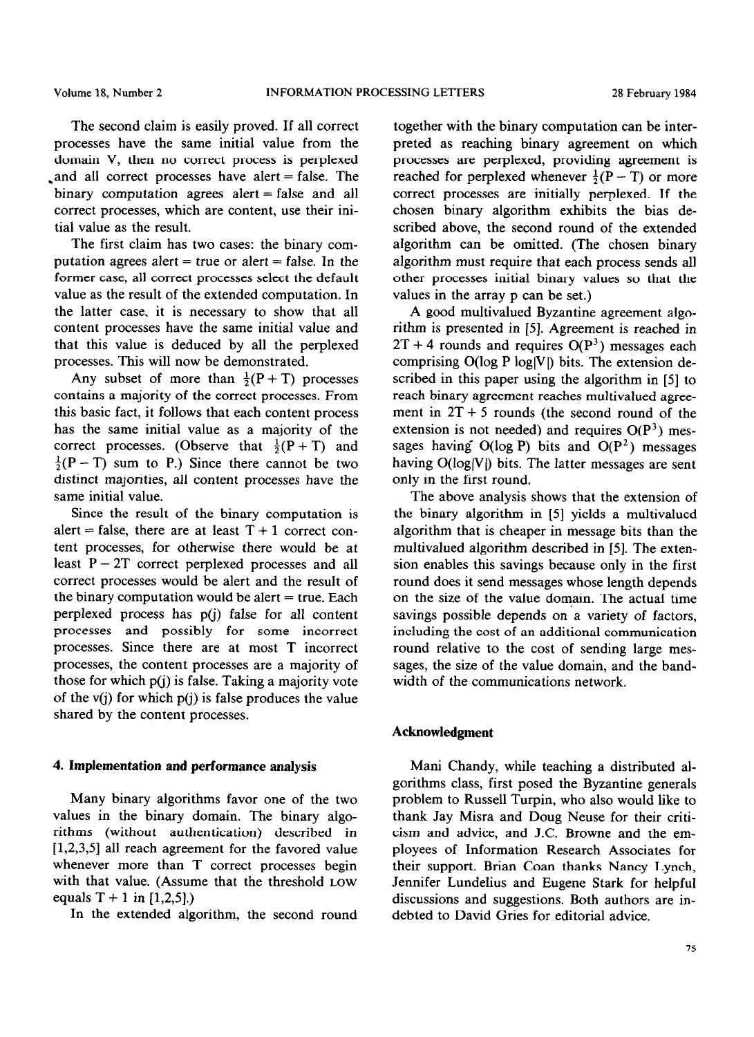The second claim is easily proved. If all correct processes have the same initial value from the domain V, then no correct process is perplexed and all correct processes have alert = false. The binary computation agrees alert = false and all correct processes, which are content, use their initial value as the result.

The first claim has two cases: the binary computation agrees alert = true or alert = false. In the former case, all correct processes select the default value as the result of the extended computation. In the latter case, it is necessary to show that all content processes have the same initial value and that this value is deduced by all the perplexed processes. This will now be demonstrated.

Any subset of more than $\frac{1}{2}(P+T)$ processes contains a majority of the correct processes. From this basic fact, it follows that each content process has the same initial value as a majority of the correct processes. (Observe that $\frac{1}{2}(P+T)$ and $\frac{1}{2}(P-T)$ sum to P.) Since there cannot be two distinct majorities, all content processes have the same initial value.

Since the result of the binary computation is alert = false, there are at least $T+1$ correct content processes, for otherwise there would be at least $P-2T$ correct perplexed processes and all correct processes would be alert and the result of the binary computation would be alert = true. Each perplexed process has p(j) false for all content processes and possibly for some incorrect processes. Since there are at most T incorrect processes, the content processes are a majority of those for which p(j) is false. Taking a majority vote of the v(j) for which p(j) is false produces the value shared by the content processes.

## 4. Implementation and performance analysis

Many binary algorithms favor one of the two values in the binary domain. The binary algorithms (without authentication) described in [1,2,3,5] all reach agreement for the favored value whenever more than T correct processes begin with that value. (Assume that the threshold LOW equals $T+1$ in [1,2,5].)

In the extended algorithm, the second round together with the binary computation can be interpreted as reaching binary agreement on which processes are perplexed, providing agreement is reached for perplexed whenever $\frac{1}{2}(P-T)$ or more correct processes are initially perplexed. If the chosen binary algorithm exhibits the bias described above, the second round of the extended algorithm can be omitted. (The chosen binary algorithm must require that each process sends all other processes initial binary values so that the values in the array p can be set.)

A good multivalued Byzantine agreement algorithm is presented in [5]. Agreement is reached in $2T+4$ rounds and requires $O(P^3)$ messages each comprising O(log P log|V|) bits. The extension described in this paper using the algorithm in [5] to reach binary agreement reaches multivalued agreement in $2T+5$ rounds (the second round of the extension is not needed) and requires $O(P^3)$ messages having O(log P) bits and $O(P^2)$ messages having O(log|V|) bits. The latter messages are sent only in the first round.

The above analysis shows that the extension of the binary algorithm in [5] yields a multivalued algorithm that is cheaper in message bits than the multivalued algorithm described in [5]. The extension enables this savings because only in the first round does it send messages whose length depends on the size of the value domain. The actual time savings possible depends on a variety of factors, including the cost of an additional communication round relative to the cost of sending large messages, the size of the value domain, and the bandwidth of the communications network.

## Acknowledgment

Mani Chandy, while teaching a distributed algorithms class, first posed the Byzantine generals problem to Russell Turpin, who also would like to thank Jay Misra and Doug Neuse for their criticism and advice, and J.C. Browne and the employees of Information Research Associates for their support. Brian Coan thanks Nancy Lynch, Jennifer Lundelius and Eugene Stark for helpful discussions and suggestions. Both authors are indebted to David Gries for editorial advice.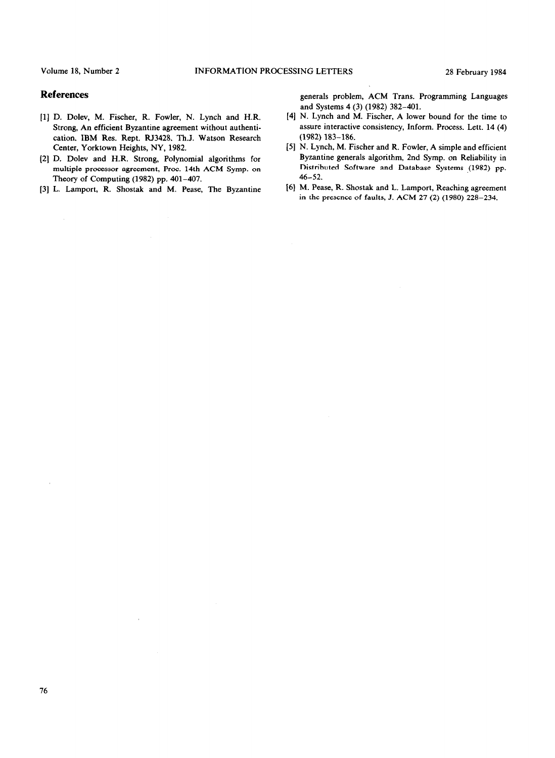## References

[1] D. Dolev, M. Fischer, R. Fowler, N. Lynch and H.R. Strong, An efficient Byzantine agreement without authentication, IBM Res. Rept. RJ3428, Th.J. Watson Research Center, Yorktown Heights, NY, 1982.

[2] D. Dolev and H.R. Strong, Polynomial algorithms for multiple processor agreement, Proc. 14th ACM Symp. on Theory of Computing (1982) pp. 401–407.

[3] L. Lamport, R. Shostak and M. Pease, The Byzantine generals problem, ACM Trans. Programming Languages and Systems 4 (3) (1982) 382–401.

[4] N. Lynch and M. Fischer, A lower bound for the time to assure interactive consistency, Inform. Process. Lett. 14 (4) (1982) 183–186.

[5] N. Lynch, M. Fischer and R. Fowler, A simple and efficient Byzantine generals algorithm, 2nd Symp. on Reliability in Distributed Software and Database Systems (1982) pp. 46–52.

[6] M. Pease, R. Shostak and L. Lamport, Reaching agreement in the presence of faults, J. ACM 27 (2) (1980) 228–234.